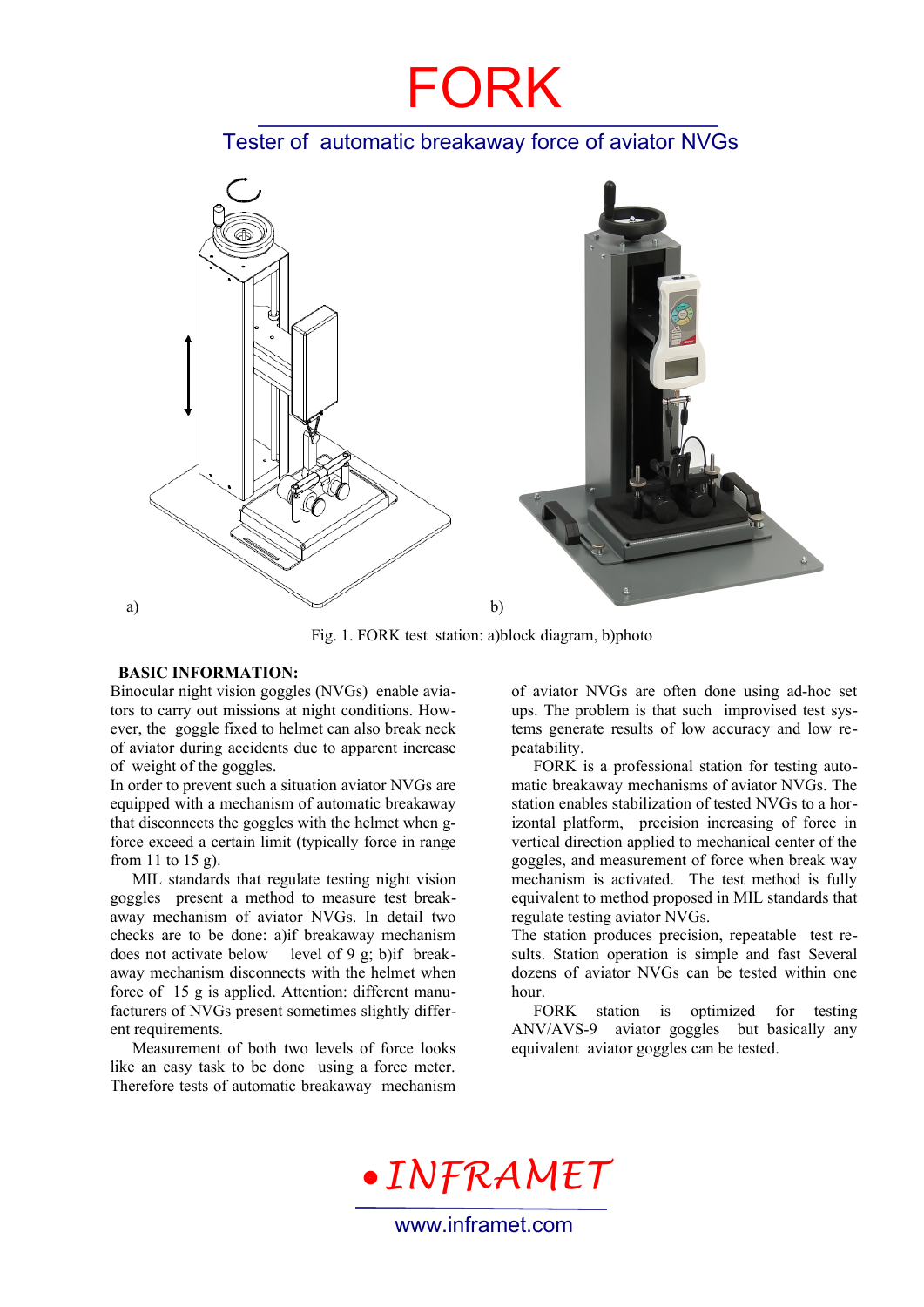# FORK

## Tester of automatic breakaway force of aviator NVGs

a)

b)

Fig. 1. FORK test station: a)block diagram, b)photo

**BASIC INFORMATION:**

Binocular night vision goggles (NVGs) enable aviators to carry out missions at night conditions. However, the goggle fixed to helmet can also break neck of aviator during accidents due to apparent increase of weight of the goggles.

In order to prevent such a situation aviator NVGs are equipped with a mechanism of automatic breakaway that disconnects the goggles with the helmet when g-force exceed a certain limit (typically force in range from 11 to 15 g).

MIL standards that regulate testing night vision goggles present a method to measure test breakaway mechanism of aviator NVGs. In detail two checks are to be done: a)if breakaway mechanism does not activate below level of 9 g; b)if breakaway mechanism disconnects with the helmet when force of 15 g is applied. Attention: different manufacturers of NVGs present sometimes slightly different requirements.

Measurement of both two levels of force looks like an easy task to be done using a force meter. Therefore tests of automatic breakaway mechanism of aviator NVGs are often done using ad-hoc set ups. The problem is that such improvised test systems generate results of low accuracy and low repeatability.

FORK is a professional station for testing automatic breakaway mechanisms of aviator NVGs. The station enables stabilization of tested NVGs to a horizontal platform, precision increasing of force in vertical direction applied to mechanical center of the goggles, and measurement of force when break way mechanism is activated. The test method is fully equivalent to method proposed in MIL standards that regulate testing aviator NVGs.

The station produces precision, repeatable test results. Station operation is simple and fast Several dozens of aviator NVGs can be tested within one hour.

FORK station is optimized for testing ANV/AVS-9 aviator goggles but basically any equivalent aviator goggles can be tested.

*INFRAMET*

www.inframet.com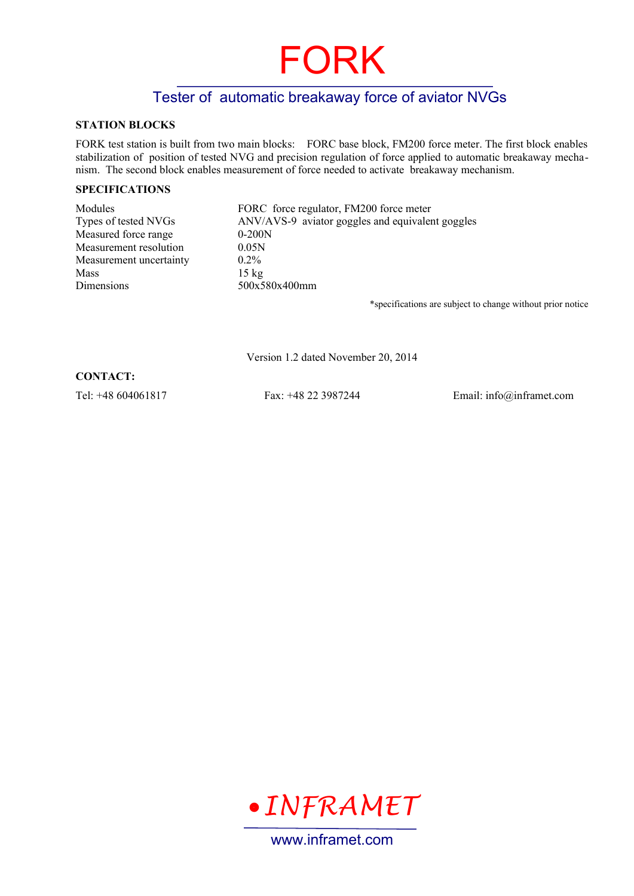# FORK

## Tester of automatic breakaway force of aviator NVGs

**STATION BLOCKS**

FORK test station is built from two main blocks: FORC base block, FM200 force meter. The first block enables stabilization of position of tested NVG and precision regulation of force applied to automatic breakaway mechanism. The second block enables measurement of force needed to activate breakaway mechanism.

**SPECIFICATIONS**

| | |
|---|---|
| Modules | FORC force regulator, FM200 force meter |
| Types of tested NVGs | ANV/AVS-9 aviator goggles and equivalent goggles |
| Measured force range | 0-200N |
| Measurement resolution | 0.05N |
| Measurement uncertainty | 0.2% |
| Mass | 15 kg |
| Dimensions | 500x580x400mm |

*specifications are subject to change without prior notice

Version 1.2 dated November 20, 2014

**CONTACT:**

Tel: +48 604061817 Fax: +48 22 3987244 Email: info@inframet.com

INFRAMET

www.inframet.com